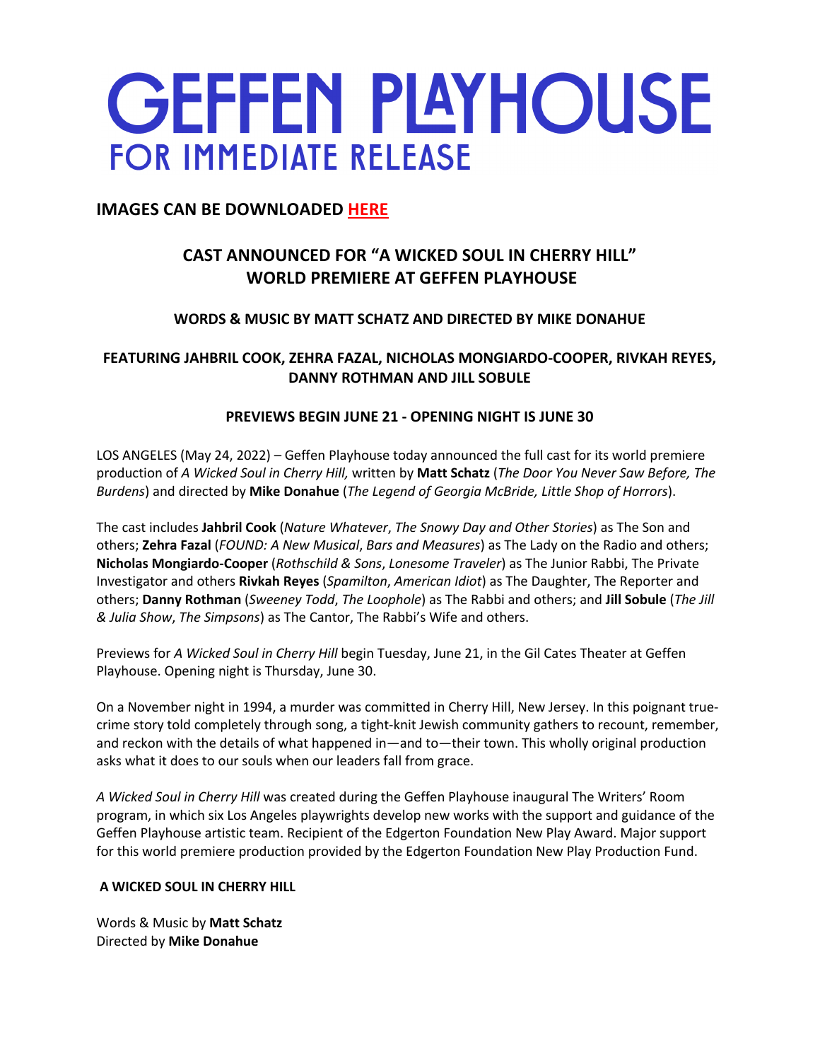# GEFFEN PLAYHOUSE
## FOR IMMEDIATE RELEASE

**IMAGES CAN BE DOWNLOADED HERE**

**CAST ANNOUNCED FOR "A WICKED SOUL IN CHERRY HILL" WORLD PREMIERE AT GEFFEN PLAYHOUSE**

**WORDS & MUSIC BY MATT SCHATZ AND DIRECTED BY MIKE DONAHUE**

**FEATURING JAHBRIL COOK, ZEHRA FAZAL, NICHOLAS MONGIARDO-COOPER, RIVKAH REYES, DANNY ROTHMAN AND JILL SOBULE**

**PREVIEWS BEGIN JUNE 21 - OPENING NIGHT IS JUNE 30**

LOS ANGELES (May 24, 2022) – Geffen Playhouse today announced the full cast for its world premiere production of *A Wicked Soul in Cherry Hill,* written by **Matt Schatz** (*The Door You Never Saw Before, The Burdens*) and directed by **Mike Donahue** (*The Legend of Georgia McBride, Little Shop of Horrors*).

The cast includes **Jahbril Cook** (*Nature Whatever*, *The Snowy Day and Other Stories*) as The Son and others; **Zehra Fazal** (*FOUND: A New Musical*, *Bars and Measures*) as The Lady on the Radio and others; **Nicholas Mongiardo-Cooper** (*Rothschild & Sons*, *Lonesome Traveler*) as The Junior Rabbi, The Private Investigator and others **Rivkah Reyes** (*Spamilton*, *American Idiot*) as The Daughter, The Reporter and others; **Danny Rothman** (*Sweeney Todd*, *The Loophole*) as The Rabbi and others; and **Jill Sobule** (*The Jill & Julia Show*, *The Simpsons*) as The Cantor, The Rabbi's Wife and others.

Previews for *A Wicked Soul in Cherry Hill* begin Tuesday, June 21, in the Gil Cates Theater at Geffen Playhouse. Opening night is Thursday, June 30.

On a November night in 1994, a murder was committed in Cherry Hill, New Jersey. In this poignant true-crime story told completely through song, a tight-knit Jewish community gathers to recount, remember, and reckon with the details of what happened in—and to—their town. This wholly original production asks what it does to our souls when our leaders fall from grace.

*A Wicked Soul in Cherry Hill* was created during the Geffen Playhouse inaugural The Writers' Room program, in which six Los Angeles playwrights develop new works with the support and guidance of the Geffen Playhouse artistic team. Recipient of the Edgerton Foundation New Play Award. Major support for this world premiere production provided by the Edgerton Foundation New Play Production Fund.

**A WICKED SOUL IN CHERRY HILL**

Words & Music by **Matt Schatz**
Directed by **Mike Donahue**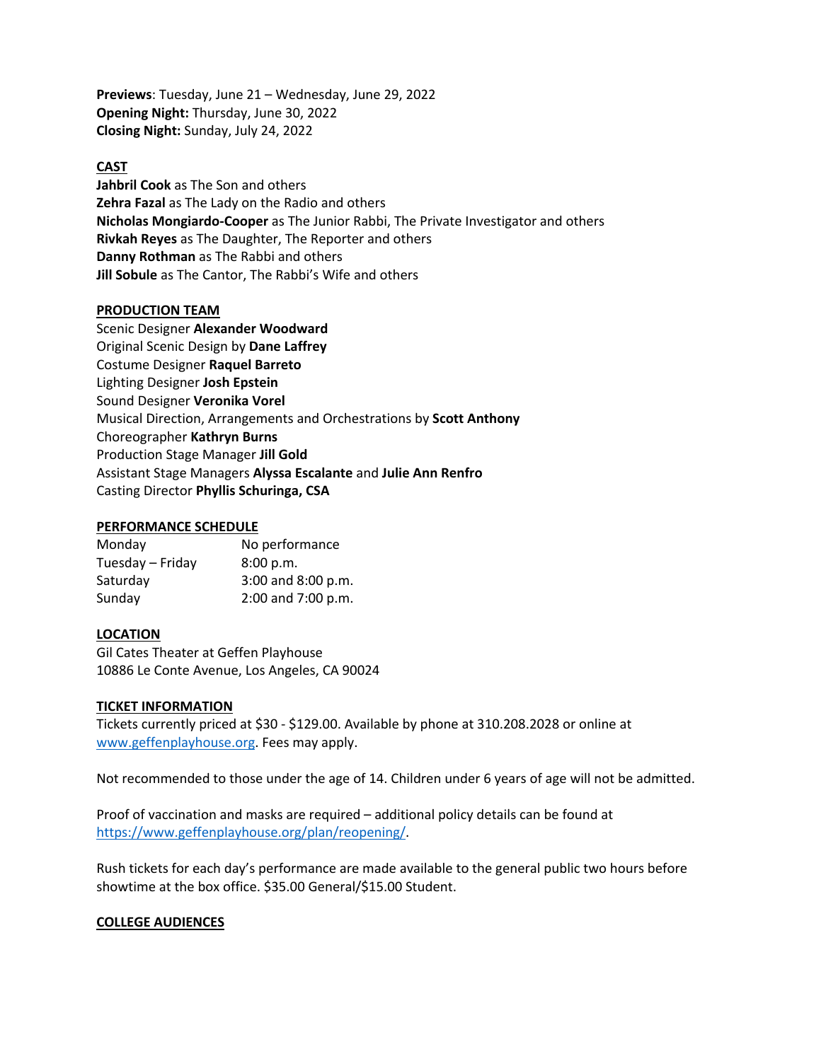**Previews**: Tuesday, June 21 – Wednesday, June 29, 2022
**Opening Night:** Thursday, June 30, 2022
**Closing Night:** Sunday, July 24, 2022

## CAST

**Jahbril Cook** as The Son and others
**Zehra Fazal** as The Lady on the Radio and others
**Nicholas Mongiardo-Cooper** as The Junior Rabbi, The Private Investigator and others
**Rivkah Reyes** as The Daughter, The Reporter and others
**Danny Rothman** as The Rabbi and others
**Jill Sobule** as The Cantor, The Rabbi's Wife and others

## PRODUCTION TEAM

Scenic Designer **Alexander Woodward**
Original Scenic Design by **Dane Laffrey**
Costume Designer **Raquel Barreto**
Lighting Designer **Josh Epstein**
Sound Designer **Veronika Vorel**
Musical Direction, Arrangements and Orchestrations by **Scott Anthony**
Choreographer **Kathryn Burns**
Production Stage Manager **Jill Gold**
Assistant Stage Managers **Alyssa Escalante** and **Julie Ann Renfro**
Casting Director **Phyllis Schuringa, CSA**

## PERFORMANCE SCHEDULE

| | |
|---|---|
| Monday | No performance |
| Tuesday – Friday | 8:00 p.m. |
| Saturday | 3:00 and 8:00 p.m. |
| Sunday | 2:00 and 7:00 p.m. |

## LOCATION

Gil Cates Theater at Geffen Playhouse
10886 Le Conte Avenue, Los Angeles, CA 90024

## TICKET INFORMATION

Tickets currently priced at $30 - $129.00. Available by phone at 310.208.2028 or online at www.geffenplayhouse.org. Fees may apply.

Not recommended to those under the age of 14. Children under 6 years of age will not be admitted.

Proof of vaccination and masks are required – additional policy details can be found at https://www.geffenplayhouse.org/plan/reopening/.

Rush tickets for each day's performance are made available to the general public two hours before showtime at the box office. $35.00 General/$15.00 Student.

## COLLEGE AUDIENCES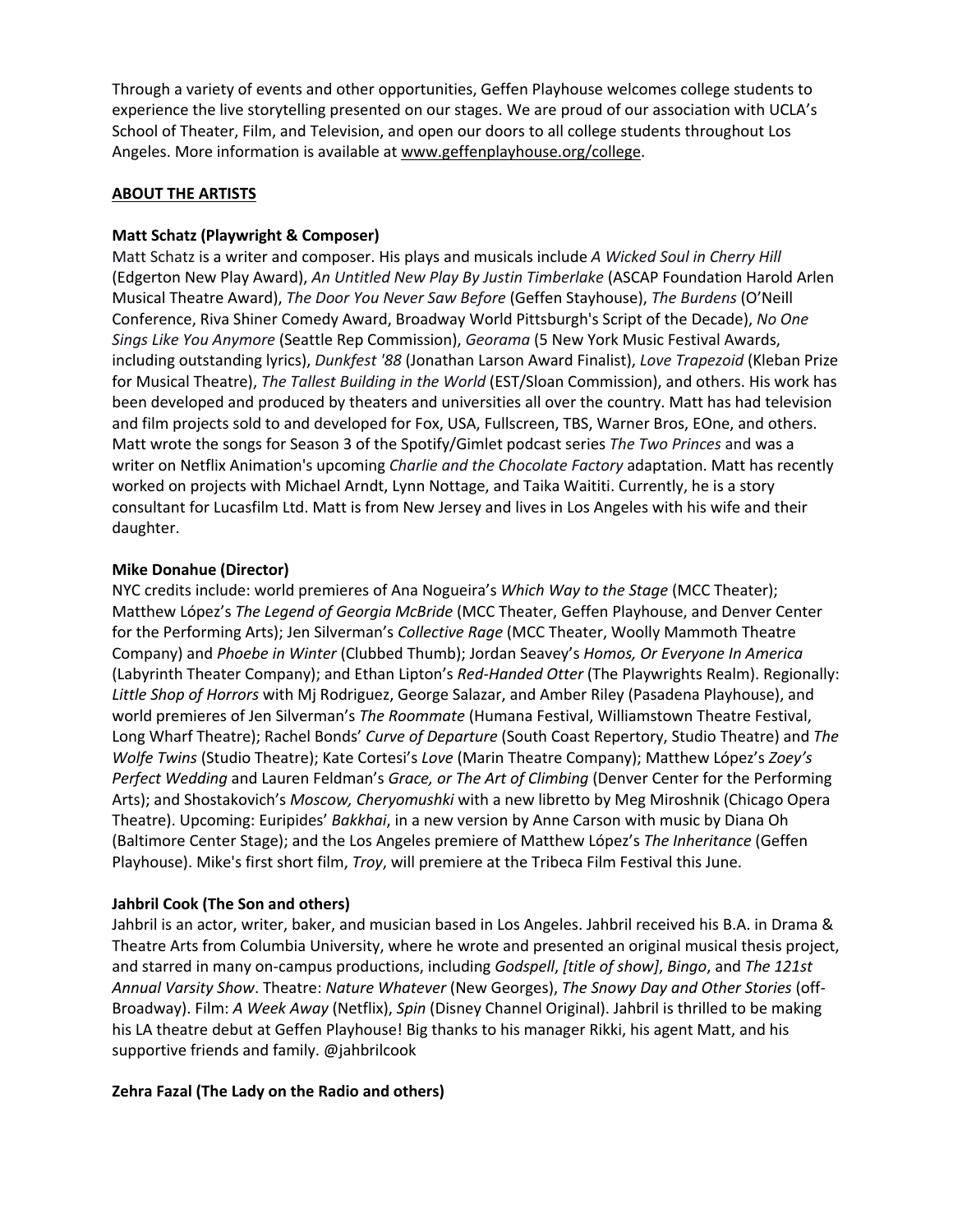Through a variety of events and other opportunities, Geffen Playhouse welcomes college students to experience the live storytelling presented on our stages. We are proud of our association with UCLA's School of Theater, Film, and Television, and open our doors to all college students throughout Los Angeles. More information is available at www.geffenplayhouse.org/college.

## ABOUT THE ARTISTS

**Matt Schatz (Playwright & Composer)**
Matt Schatz is a writer and composer. His plays and musicals include *A Wicked Soul in Cherry Hill* (Edgerton New Play Award), *An Untitled New Play By Justin Timberlake* (ASCAP Foundation Harold Arlen Musical Theatre Award), *The Door You Never Saw Before* (Geffen Stayhouse), *The Burdens* (O'Neill Conference, Riva Shiner Comedy Award, Broadway World Pittsburgh's Script of the Decade), *No One Sings Like You Anymore* (Seattle Rep Commission), *Georama* (5 New York Music Festival Awards, including outstanding lyrics), *Dunkfest '88* (Jonathan Larson Award Finalist), *Love Trapezoid* (Kleban Prize for Musical Theatre), *The Tallest Building in the World* (EST/Sloan Commission), and others. His work has been developed and produced by theaters and universities all over the country. Matt has had television and film projects sold to and developed for Fox, USA, Fullscreen, TBS, Warner Bros, EOne, and others. Matt wrote the songs for Season 3 of the Spotify/Gimlet podcast series *The Two Princes* and was a writer on Netflix Animation's upcoming *Charlie and the Chocolate Factory* adaptation. Matt has recently worked on projects with Michael Arndt, Lynn Nottage, and Taika Waititi. Currently, he is a story consultant for Lucasfilm Ltd. Matt is from New Jersey and lives in Los Angeles with his wife and their daughter.

**Mike Donahue (Director)**
NYC credits include: world premieres of Ana Nogueira's *Which Way to the Stage* (MCC Theater); Matthew López's *The Legend of Georgia McBride* (MCC Theater, Geffen Playhouse, and Denver Center for the Performing Arts); Jen Silverman's *Collective Rage* (MCC Theater, Woolly Mammoth Theatre Company) and *Phoebe in Winter* (Clubbed Thumb); Jordan Seavey's *Homos, Or Everyone In America* (Labyrinth Theater Company); and Ethan Lipton's *Red-Handed Otter* (The Playwrights Realm). Regionally: *Little Shop of Horrors* with Mj Rodriguez, George Salazar, and Amber Riley (Pasadena Playhouse), and world premieres of Jen Silverman's *The Roommate* (Humana Festival, Williamstown Theatre Festival, Long Wharf Theatre); Rachel Bonds' *Curve of Departure* (South Coast Repertory, Studio Theatre) and *The Wolfe Twins* (Studio Theatre); Kate Cortesi's *Love* (Marin Theatre Company); Matthew López's *Zoey's Perfect Wedding* and Lauren Feldman's *Grace, or The Art of Climbing* (Denver Center for the Performing Arts); and Shostakovich's *Moscow, Cheryomushki* with a new libretto by Meg Miroshnik (Chicago Opera Theatre). Upcoming: Euripides' *Bakkhai*, in a new version by Anne Carson with music by Diana Oh (Baltimore Center Stage); and the Los Angeles premiere of Matthew López's *The Inheritance* (Geffen Playhouse). Mike's first short film, *Troy*, will premiere at the Tribeca Film Festival this June.

**Jahbril Cook (The Son and others)**
Jahbril is an actor, writer, baker, and musician based in Los Angeles. Jahbril received his B.A. in Drama & Theatre Arts from Columbia University, where he wrote and presented an original musical thesis project, and starred in many on-campus productions, including *Godspell*, *[title of show]*, *Bingo*, and *The 121st Annual Varsity Show*. Theatre: *Nature Whatever* (New Georges), *The Snowy Day and Other Stories* (off-Broadway). Film: *A Week Away* (Netflix), *Spin* (Disney Channel Original). Jahbril is thrilled to be making his LA theatre debut at Geffen Playhouse! Big thanks to his manager Rikki, his agent Matt, and his supportive friends and family. @jahbrilcook

**Zehra Fazal (The Lady on the Radio and others)**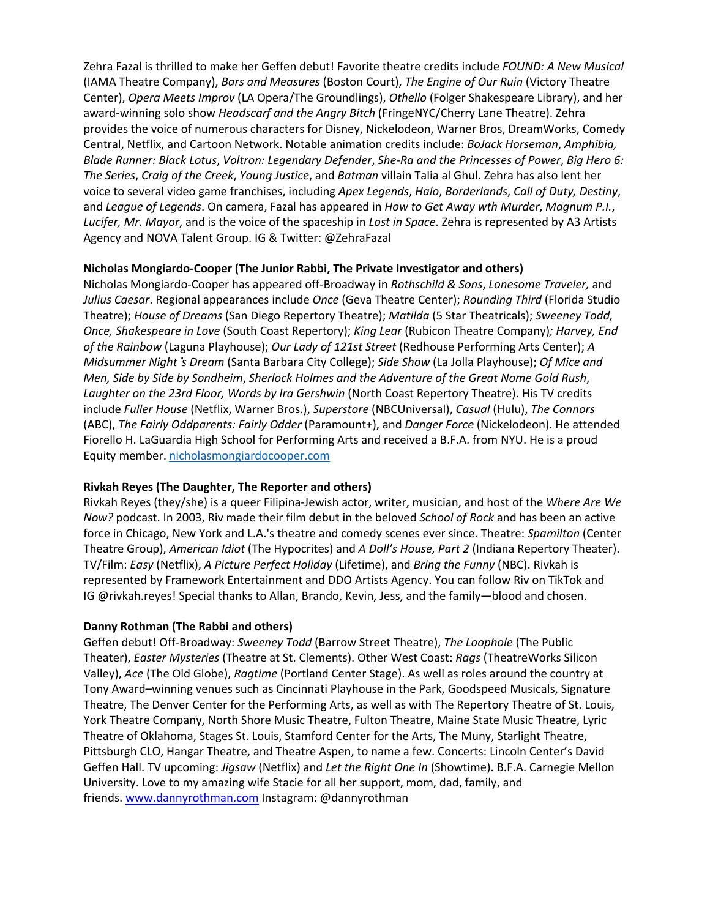Zehra Fazal is thrilled to make her Geffen debut! Favorite theatre credits include *FOUND: A New Musical* (IAMA Theatre Company), *Bars and Measures* (Boston Court), *The Engine of Our Ruin* (Victory Theatre Center), *Opera Meets Improv* (LA Opera/The Groundlings), *Othello* (Folger Shakespeare Library), and her award-winning solo show *Headscarf and the Angry Bitch* (FringeNYC/Cherry Lane Theatre). Zehra provides the voice of numerous characters for Disney, Nickelodeon, Warner Bros, DreamWorks, Comedy Central, Netflix, and Cartoon Network. Notable animation credits include: *BoJack Horseman*, *Amphibia, Blade Runner: Black Lotus*, *Voltron: Legendary Defender*, *She-Ra and the Princesses of Power*, *Big Hero 6: The Series*, *Craig of the Creek*, *Young Justice*, and *Batman* villain Talia al Ghul. Zehra has also lent her voice to several video game franchises, including *Apex Legends*, *Halo*, *Borderlands*, *Call of Duty, Destiny*, and *League of Legends*. On camera, Fazal has appeared in *How to Get Away wth Murder*, *Magnum P.I.*, *Lucifer, Mr. Mayor*, and is the voice of the spaceship in *Lost in Space*. Zehra is represented by A3 Artists Agency and NOVA Talent Group. IG & Twitter: @ZehraFazal

**Nicholas Mongiardo-Cooper (The Junior Rabbi, The Private Investigator and others)**
Nicholas Mongiardo-Cooper has appeared off-Broadway in *Rothschild & Sons*, *Lonesome Traveler,* and *Julius Caesar*. Regional appearances include *Once* (Geva Theatre Center); *Rounding Third* (Florida Studio Theatre); *House of Dreams* (San Diego Repertory Theatre); *Matilda* (5 Star Theatricals); *Sweeney Todd, Once, Shakespeare in Love* (South Coast Repertory); *King Lear* (Rubicon Theatre Company)*; Harvey, End of the Rainbow* (Laguna Playhouse); *Our Lady of 121st Street* (Redhouse Performing Arts Center); *A Midsummer Night's Dream* (Santa Barbara City College); *Side Show* (La Jolla Playhouse); *Of Mice and Men, Side by Side by Sondheim*, *Sherlock Holmes and the Adventure of the Great Nome Gold Rush*, *Laughter on the 23rd Floor, Words by Ira Gershwin* (North Coast Repertory Theatre). His TV credits include *Fuller House* (Netflix, Warner Bros.), *Superstore* (NBCUniversal), *Casual* (Hulu), *The Connors* (ABC), *The Fairly Oddparents: Fairly Odder* (Paramount+), and *Danger Force* (Nickelodeon). He attended Fiorello H. LaGuardia High School for Performing Arts and received a B.F.A. from NYU. He is a proud Equity member. nicholasmongiardocooper.com

**Rivkah Reyes (The Daughter, The Reporter and others)**
Rivkah Reyes (they/she) is a queer Filipina-Jewish actor, writer, musician, and host of the *Where Are We Now?* podcast. In 2003, Riv made their film debut in the beloved *School of Rock* and has been an active force in Chicago, New York and L.A.'s theatre and comedy scenes ever since. Theatre: *Spamilton* (Center Theatre Group), *American Idiot* (The Hypocrites) and *A Doll's House, Part 2* (Indiana Repertory Theater). TV/Film: *Easy* (Netflix), *A Picture Perfect Holiday* (Lifetime), and *Bring the Funny* (NBC). Rivkah is represented by Framework Entertainment and DDO Artists Agency. You can follow Riv on TikTok and IG @rivkah.reyes! Special thanks to Allan, Brando, Kevin, Jess, and the family—blood and chosen.

**Danny Rothman (The Rabbi and others)**
Geffen debut! Off-Broadway: *Sweeney Todd* (Barrow Street Theatre), *The Loophole* (The Public Theater), *Easter Mysteries* (Theatre at St. Clements). Other West Coast: *Rags* (TheatreWorks Silicon Valley), *Ace* (The Old Globe), *Ragtime* (Portland Center Stage). As well as roles around the country at Tony Award–winning venues such as Cincinnati Playhouse in the Park, Goodspeed Musicals, Signature Theatre, The Denver Center for the Performing Arts, as well as with The Repertory Theatre of St. Louis, York Theatre Company, North Shore Music Theatre, Fulton Theatre, Maine State Music Theatre, Lyric Theatre of Oklahoma, Stages St. Louis, Stamford Center for the Arts, The Muny, Starlight Theatre, Pittsburgh CLO, Hangar Theatre, and Theatre Aspen, to name a few. Concerts: Lincoln Center's David Geffen Hall. TV upcoming: *Jigsaw* (Netflix) and *Let the Right One In* (Showtime). B.F.A. Carnegie Mellon University. Love to my amazing wife Stacie for all her support, mom, dad, family, and friends. www.dannyrothman.com Instagram: @dannyrothman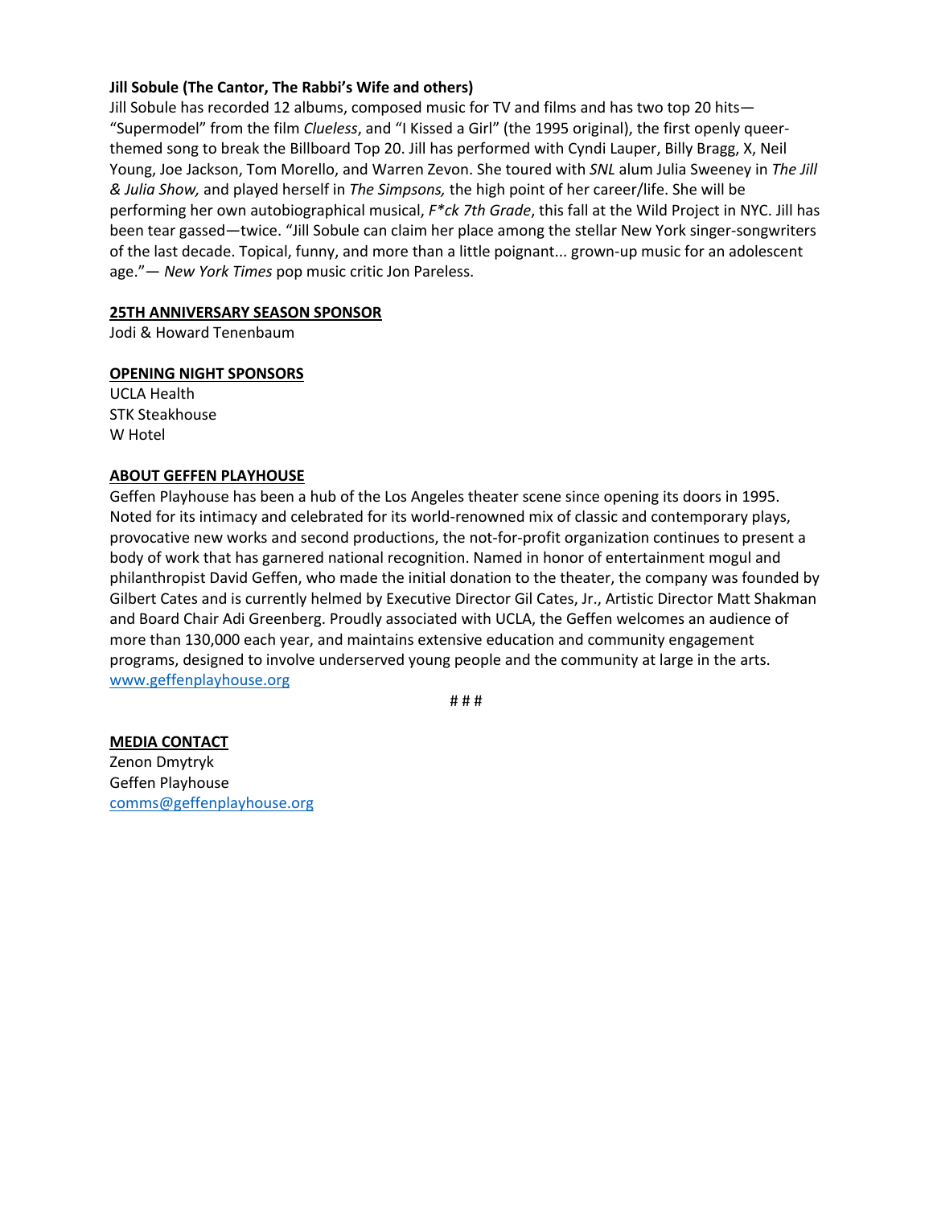**Jill Sobule (The Cantor, The Rabbi's Wife and others)**
Jill Sobule has recorded 12 albums, composed music for TV and films and has two top 20 hits—"Supermodel" from the film *Clueless*, and "I Kissed a Girl" (the 1995 original), the first openly queer-themed song to break the Billboard Top 20. Jill has performed with Cyndi Lauper, Billy Bragg, X, Neil Young, Joe Jackson, Tom Morello, and Warren Zevon. She toured with *SNL* alum Julia Sweeney in *The Jill & Julia Show,* and played herself in *The Simpsons,* the high point of her career/life. She will be performing her own autobiographical musical, *F*ck 7th Grade*, this fall at the Wild Project in NYC. Jill has been tear gassed—twice. "Jill Sobule can claim her place among the stellar New York singer-songwriters of the last decade. Topical, funny, and more than a little poignant... grown-up music for an adolescent age."— *New York Times* pop music critic Jon Pareless.

**25TH ANNIVERSARY SEASON SPONSOR**
Jodi & Howard Tenenbaum

**OPENING NIGHT SPONSORS**
UCLA Health
STK Steakhouse
W Hotel

**ABOUT GEFFEN PLAYHOUSE**
Geffen Playhouse has been a hub of the Los Angeles theater scene since opening its doors in 1995. Noted for its intimacy and celebrated for its world-renowned mix of classic and contemporary plays, provocative new works and second productions, the not-for-profit organization continues to present a body of work that has garnered national recognition. Named in honor of entertainment mogul and philanthropist David Geffen, who made the initial donation to the theater, the company was founded by Gilbert Cates and is currently helmed by Executive Director Gil Cates, Jr., Artistic Director Matt Shakman and Board Chair Adi Greenberg. Proudly associated with UCLA, the Geffen welcomes an audience of more than 130,000 each year, and maintains extensive education and community engagement programs, designed to involve underserved young people and the community at large in the arts.
www.geffenplayhouse.org

# # #

**MEDIA CONTACT**
Zenon Dmytryk
Geffen Playhouse
comms@geffenplayhouse.org